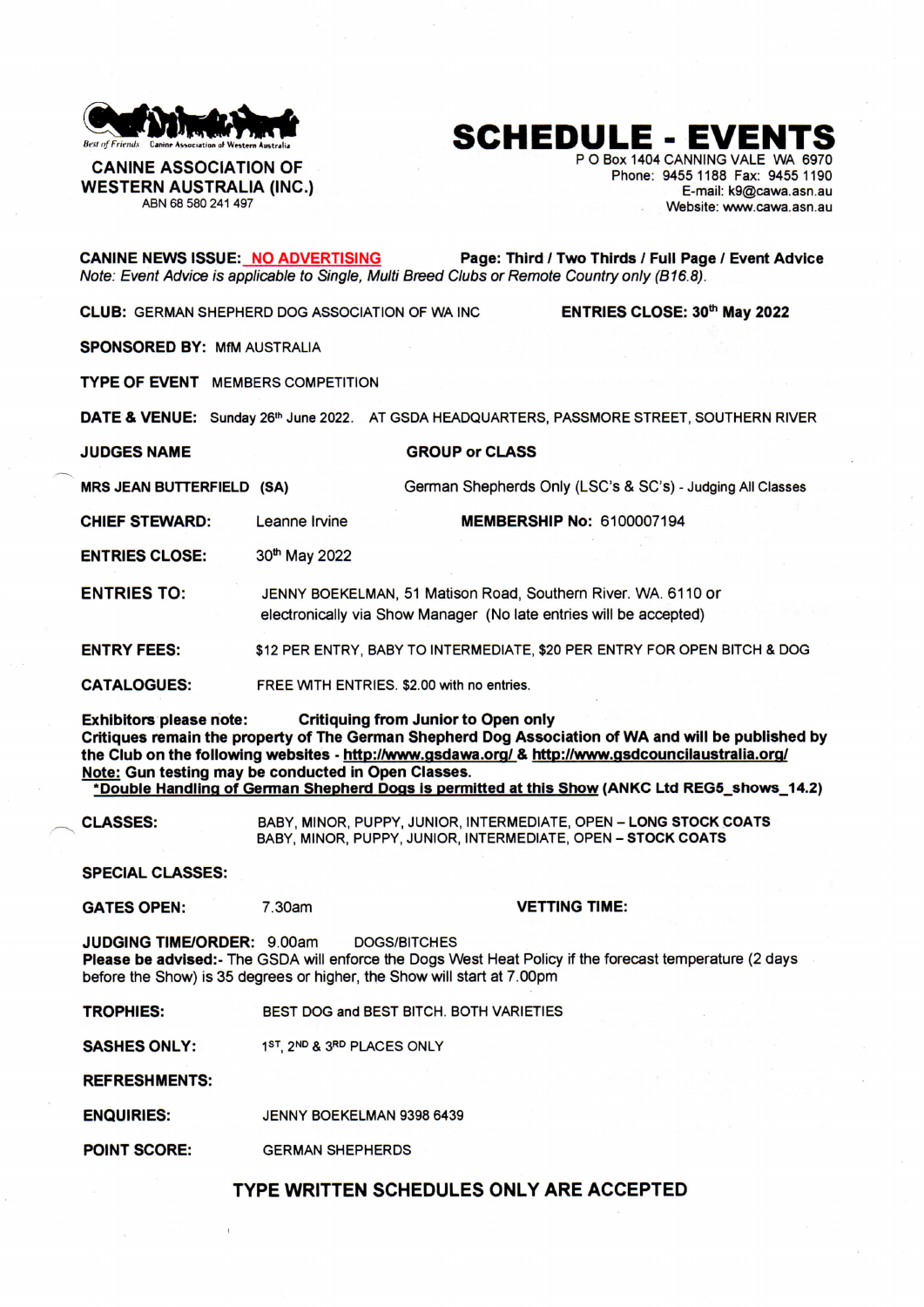Best of Friends Canine Association of Western Australia

**CANINE ASSOCIATION OF WESTERN AUSTRALIA (INC.)**
ABN 68 580 241 497

# SCHEDULE - EVENTS

P O Box 1404 CANNING VALE WA 6970
Phone: 9455 1188 Fax: 9455 1190
E-mail: k9@cawa.asn.au
Website: www.cawa.asn.au

**CANINE NEWS ISSUE:** **NO ADVERTISING** **Page: Third / Two Thirds / Full Page / Event Advice**
*Note: Event Advice is applicable to Single, Multi Breed Clubs or Remote Country only (B16.8).*

**CLUB:** GERMAN SHEPHERD DOG ASSOCIATION OF WA INC **ENTRIES CLOSE: 30th May 2022**

**SPONSORED BY:** MfM AUSTRALIA

**TYPE OF EVENT** MEMBERS COMPETITION

**DATE & VENUE:** Sunday 26th June 2022. AT GSDA HEADQUARTERS, PASSMORE STREET, SOUTHERN RIVER

| JUDGES NAME | GROUP or CLASS |
|---|---|
| **MRS JEAN BUTTERFIELD (SA)** | German Shepherds Only (LSC's & SC's) - Judging All Classes |

**CHIEF STEWARD:** Leanne Irvine **MEMBERSHIP No:** 6100007194

**ENTRIES CLOSE:** 30th May 2022

**ENTRIES TO:** JENNY BOEKELMAN, 51 Matison Road, Southern River. WA. 6110 or electronically via Show Manager (No late entries will be accepted)

**ENTRY FEES:** $12 PER ENTRY, BABY TO INTERMEDIATE, $20 PER ENTRY FOR OPEN BITCH & DOG

**CATALOGUES:** FREE WITH ENTRIES. $2.00 with no entries.

**Exhibitors please note: Critiquing from Junior to Open only**
**Critiques remain the property of The German Shepherd Dog Association of WA and will be published by the Club on the following websites - http://www.gsdawa.org/ & http://www.gsdcouncilaustralia.org/**
**Note: Gun testing may be conducted in Open Classes.**
**\*Double Handling of German Shepherd Dogs is permitted at this Show (ANKC Ltd REG5_shows_14.2)**

**CLASSES:** BABY, MINOR, PUPPY, JUNIOR, INTERMEDIATE, OPEN – **LONG STOCK COATS**
BABY, MINOR, PUPPY, JUNIOR, INTERMEDIATE, OPEN – **STOCK COATS**

**SPECIAL CLASSES:**

**GATES OPEN:** 7.30am **VETTING TIME:**

**JUDGING TIME/ORDER:** 9.00am DOGS/BITCHES
**Please be advised:-** The GSDA will enforce the Dogs West Heat Policy if the forecast temperature (2 days before the Show) is 35 degrees or higher, the Show will start at 7.00pm

**TROPHIES:** BEST DOG and BEST BITCH. BOTH VARIETIES

**SASHES ONLY:** 1ST, 2ND & 3RD PLACES ONLY

**REFRESHMENTS:**

**ENQUIRIES:** JENNY BOEKELMAN 9398 6439

**POINT SCORE:** GERMAN SHEPHERDS

**TYPE WRITTEN SCHEDULES ONLY ARE ACCEPTED**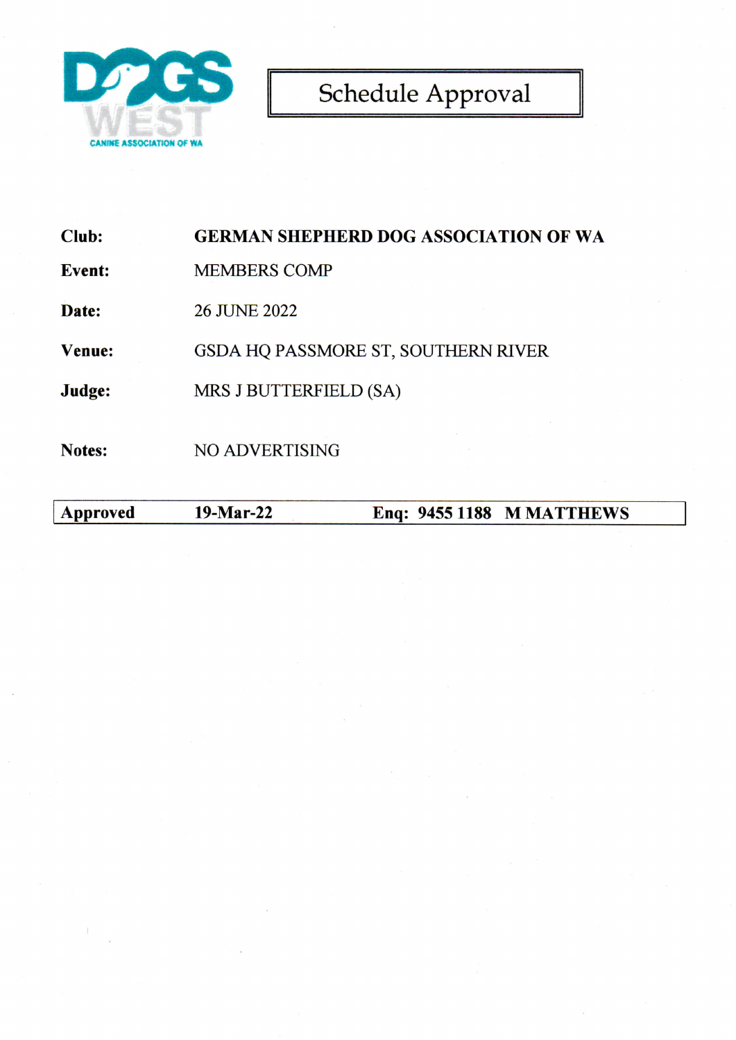DOGS WEST

CANINE ASSOCIATION OF WA

# Schedule Approval

| | |
|---|---|
| **Club:** | **GERMAN SHEPHERD DOG ASSOCIATION OF WA** |
| **Event:** | MEMBERS COMP |
| **Date:** | 26 JUNE 2022 |
| **Venue:** | GSDA HQ PASSMORE ST, SOUTHERN RIVER |
| **Judge:** | MRS J BUTTERFIELD (SA) |
| **Notes:** | NO ADVERTISING |

| | | |
|---|---|---|
| **Approved** | **19-Mar-22** | **Enq: 9455 1188 M MATTHEWS** |